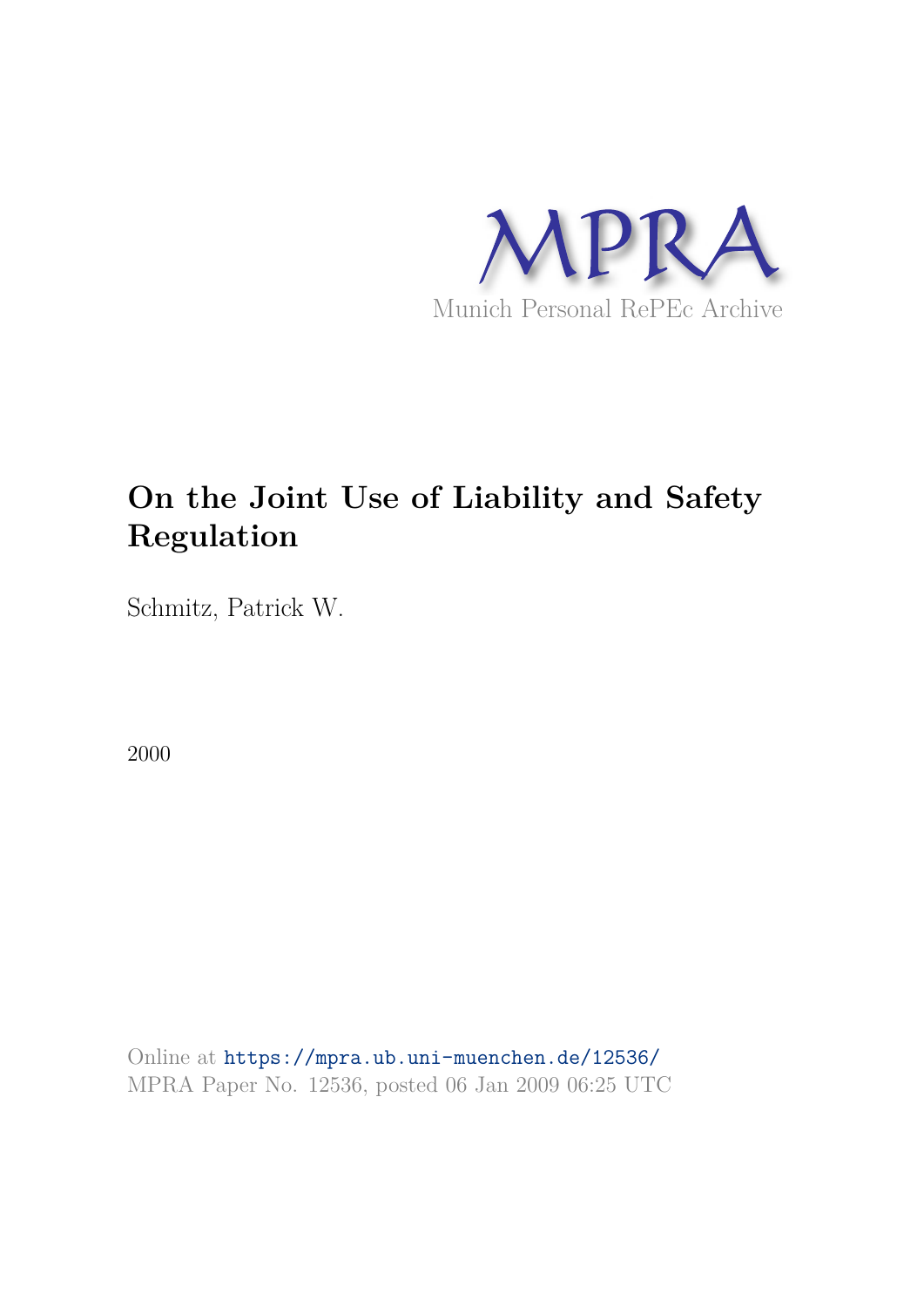MPRA

Munich Personal RePEc Archive

# On the Joint Use of Liability and Safety Regulation

Schmitz, Patrick W.

2000

Online at https://mpra.ub.uni-muenchen.de/12536/
MPRA Paper No. 12536, posted 06 Jan 2009 06:25 UTC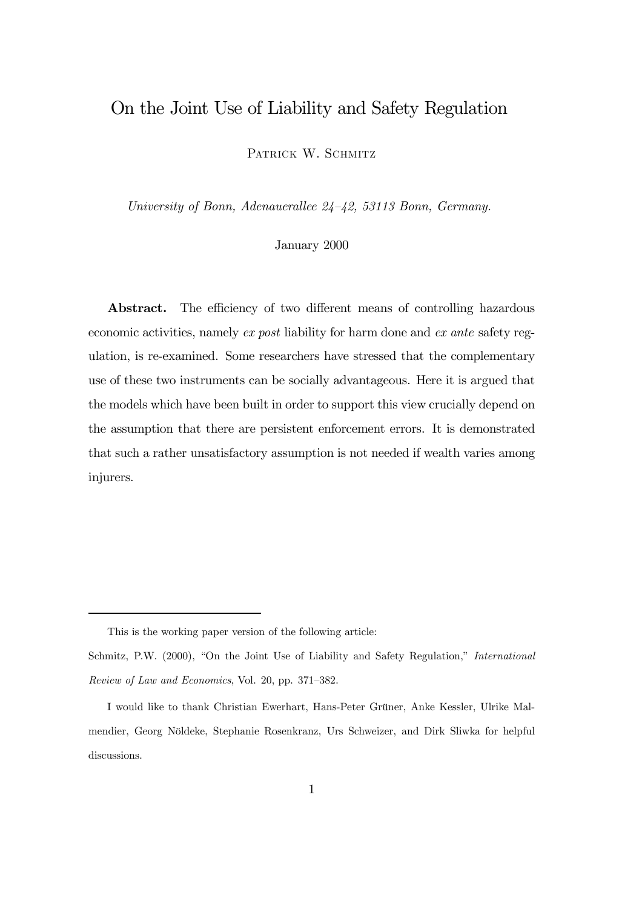# On the Joint Use of Liability and Safety Regulation

Patrick W. Schmitz

*University of Bonn, Adenauerallee 24–42, 53113 Bonn, Germany.*

January 2000

**Abstract.** The efficiency of two different means of controlling hazardous economic activities, namely *ex post* liability for harm done and *ex ante* safety regulation, is re-examined. Some researchers have stressed that the complementary use of these two instruments can be socially advantageous. Here it is argued that the models which have been built in order to support this view crucially depend on the assumption that there are persistent enforcement errors. It is demonstrated that such a rather unsatisfactory assumption is not needed if wealth varies among injurers.

---

This is the working paper version of the following article:

Schmitz, P.W. (2000), "On the Joint Use of Liability and Safety Regulation," *International Review of Law and Economics*, Vol. 20, pp. 371–382.

I would like to thank Christian Ewerhart, Hans-Peter Grüner, Anke Kessler, Ulrike Malmendier, Georg Nöldeke, Stephanie Rosenkranz, Urs Schweizer, and Dirk Sliwka for helpful discussions.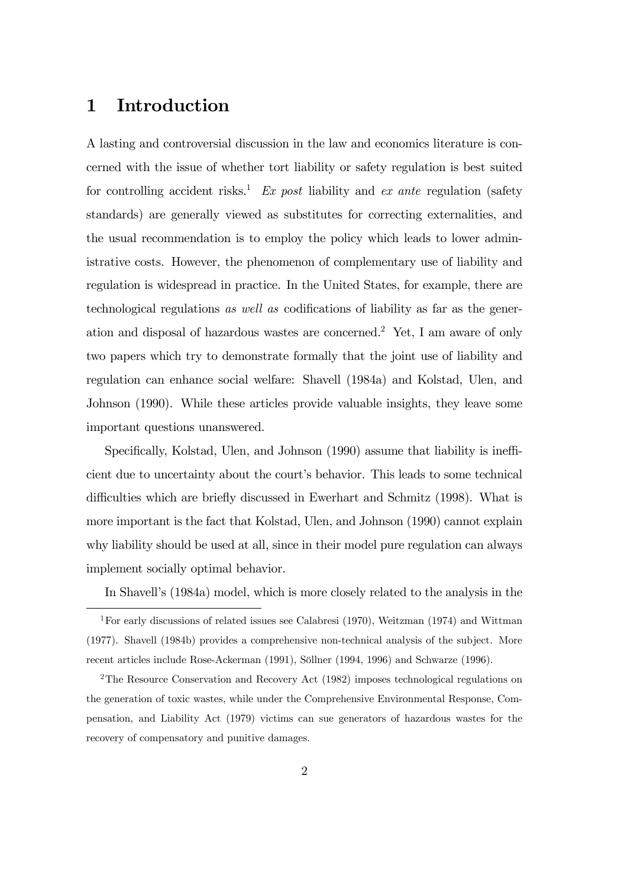# 1 Introduction

A lasting and controversial discussion in the law and economics literature is concerned with the issue of whether tort liability or safety regulation is best suited for controlling accident risks.[1] *Ex post* liability and *ex ante* regulation (safety standards) are generally viewed as substitutes for correcting externalities, and the usual recommendation is to employ the policy which leads to lower administrative costs. However, the phenomenon of complementary use of liability and regulation is widespread in practice. In the United States, for example, there are technological regulations *as well as* codifications of liability as far as the generation and disposal of hazardous wastes are concerned.[2] Yet, I am aware of only two papers which try to demonstrate formally that the joint use of liability and regulation can enhance social welfare: Shavell (1984a) and Kolstad, Ulen, and Johnson (1990). While these articles provide valuable insights, they leave some important questions unanswered.

Specifically, Kolstad, Ulen, and Johnson (1990) assume that liability is inefficient due to uncertainty about the court's behavior. This leads to some technical difficulties which are briefly discussed in Ewerhart and Schmitz (1998). What is more important is the fact that Kolstad, Ulen, and Johnson (1990) cannot explain why liability should be used at all, since in their model pure regulation can always implement socially optimal behavior.

In Shavell's (1984a) model, which is more closely related to the analysis in the

[1] For early discussions of related issues see Calabresi (1970), Weitzman (1974) and Wittman (1977). Shavell (1984b) provides a comprehensive non-technical analysis of the subject. More recent articles include Rose-Ackerman (1991), Söllner (1994, 1996) and Schwarze (1996).

[2] The Resource Conservation and Recovery Act (1982) imposes technological regulations on the generation of toxic wastes, while under the Comprehensive Environmental Response, Compensation, and Liability Act (1979) victims can sue generators of hazardous wastes for the recovery of compensatory and punitive damages.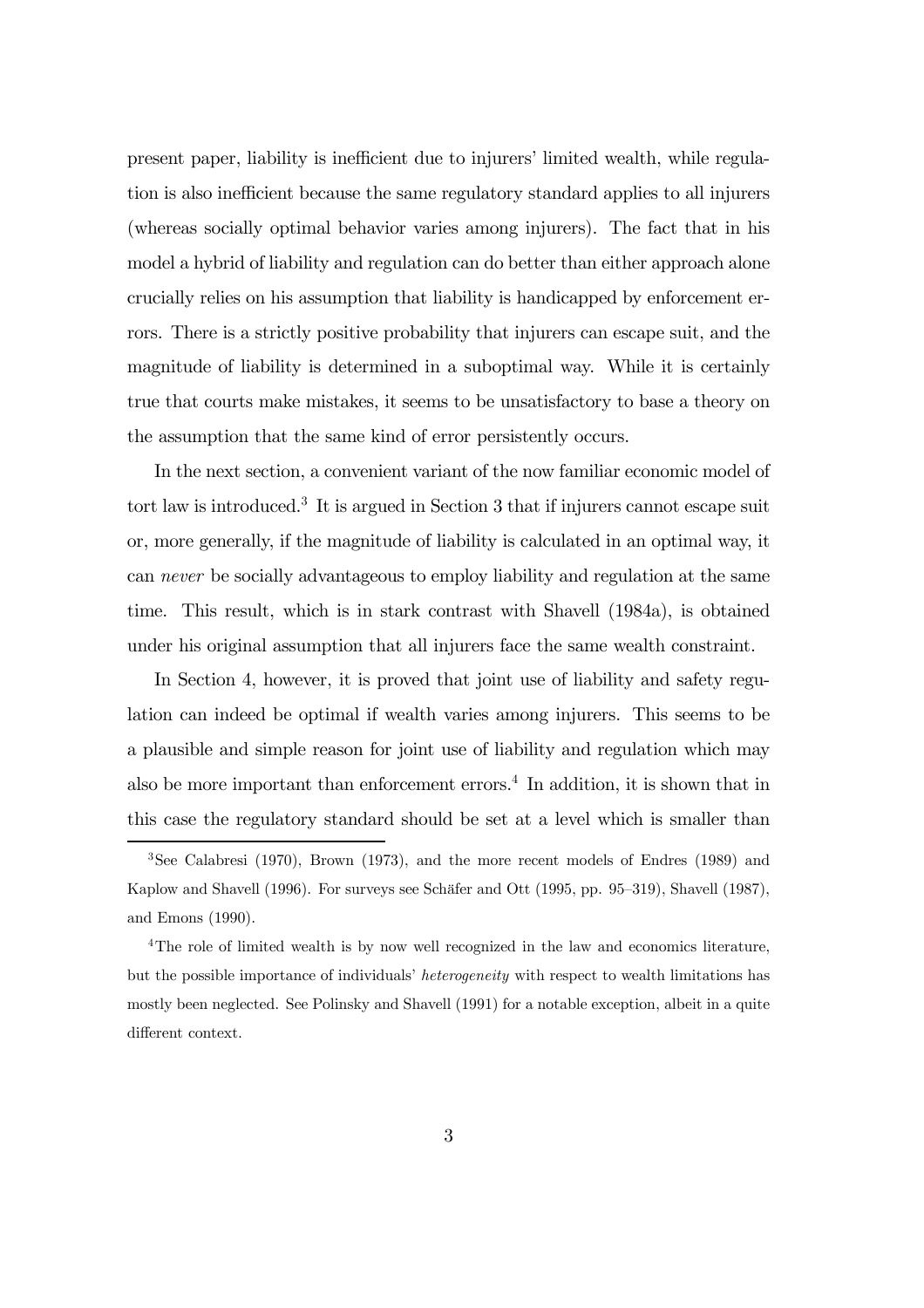present paper, liability is inefficient due to injurers' limited wealth, while regulation is also inefficient because the same regulatory standard applies to all injurers (whereas socially optimal behavior varies among injurers). The fact that in his model a hybrid of liability and regulation can do better than either approach alone crucially relies on his assumption that liability is handicapped by enforcement errors. There is a strictly positive probability that injurers can escape suit, and the magnitude of liability is determined in a suboptimal way. While it is certainly true that courts make mistakes, it seems to be unsatisfactory to base a theory on the assumption that the same kind of error persistently occurs.

In the next section, a convenient variant of the now familiar economic model of tort law is introduced.[3] It is argued in Section 3 that if injurers cannot escape suit or, more generally, if the magnitude of liability is calculated in an optimal way, it can *never* be socially advantageous to employ liability and regulation at the same time. This result, which is in stark contrast with Shavell (1984a), is obtained under his original assumption that all injurers face the same wealth constraint.

In Section 4, however, it is proved that joint use of liability and safety regulation can indeed be optimal if wealth varies among injurers. This seems to be a plausible and simple reason for joint use of liability and regulation which may also be more important than enforcement errors.[4] In addition, it is shown that in this case the regulatory standard should be set at a level which is smaller than

---

[3] See Calabresi (1970), Brown (1973), and the more recent models of Endres (1989) and Kaplow and Shavell (1996). For surveys see Schäfer and Ott (1995, pp. 95–319), Shavell (1987), and Emons (1990).

[4] The role of limited wealth is by now well recognized in the law and economics literature, but the possible importance of individuals' *heterogeneity* with respect to wealth limitations has mostly been neglected. See Polinsky and Shavell (1991) for a notable exception, albeit in a quite different context.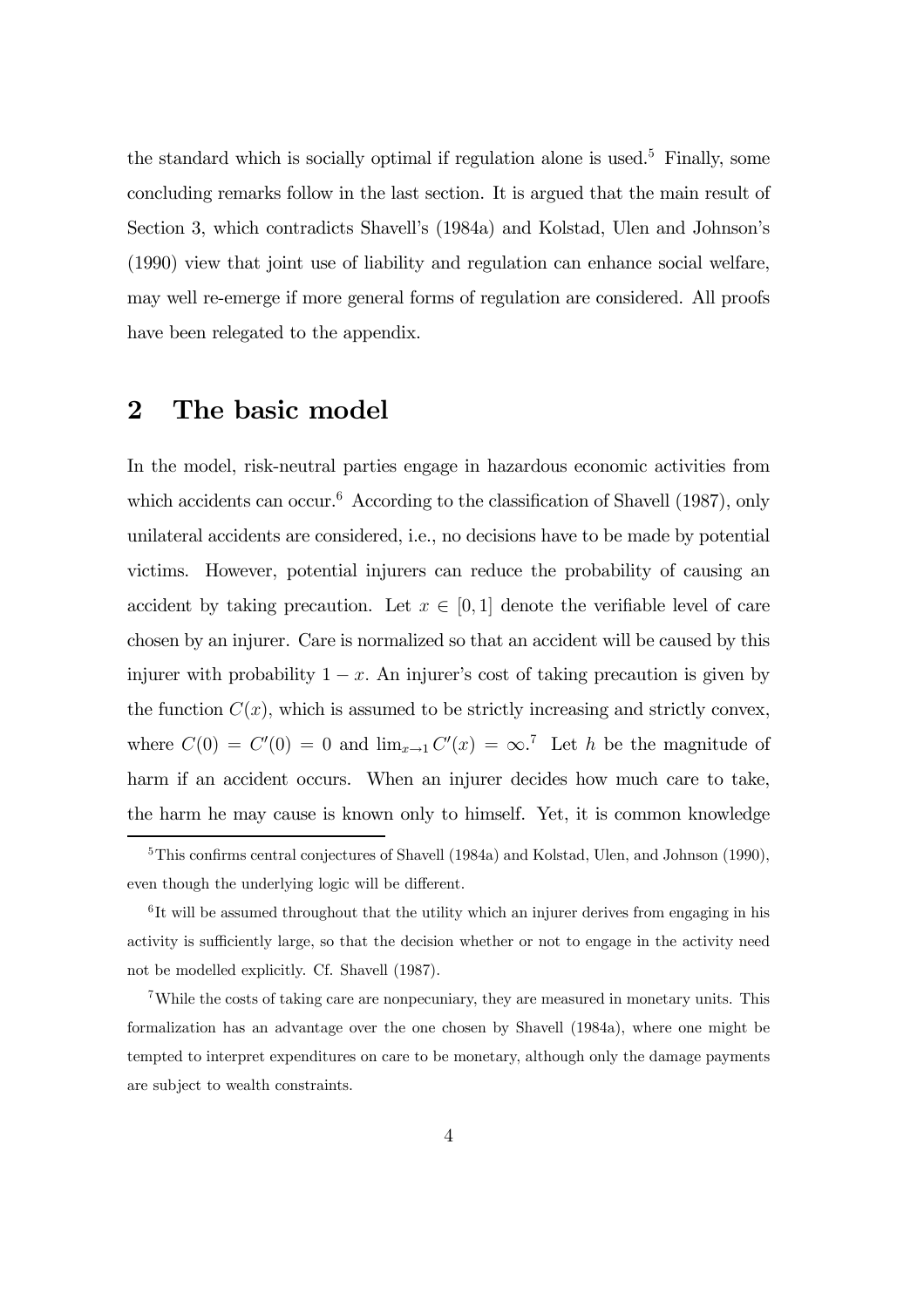the standard which is socially optimal if regulation alone is used.[5] Finally, some concluding remarks follow in the last section. It is argued that the main result of Section 3, which contradicts Shavell's (1984a) and Kolstad, Ulen and Johnson's (1990) view that joint use of liability and regulation can enhance social welfare, may well re-emerge if more general forms of regulation are considered. All proofs have been relegated to the appendix.

## 2 The basic model

In the model, risk-neutral parties engage in hazardous economic activities from which accidents can occur.[6] According to the classification of Shavell (1987), only unilateral accidents are considered, i.e., no decisions have to be made by potential victims. However, potential injurers can reduce the probability of causing an accident by taking precaution. Let $x \in [0, 1]$ denote the verifiable level of care chosen by an injurer. Care is normalized so that an accident will be caused by this injurer with probability $1 - x$. An injurer's cost of taking precaution is given by the function $C(x)$, which is assumed to be strictly increasing and strictly convex, where $C(0) = C'(0) = 0$ and $\lim_{x \to 1} C'(x) = \infty$.[7] Let $h$ be the magnitude of harm if an accident occurs. When an injurer decides how much care to take, the harm he may cause is known only to himself. Yet, it is common knowledge

---

[5] This confirms central conjectures of Shavell (1984a) and Kolstad, Ulen, and Johnson (1990), even though the underlying logic will be different.

[6] It will be assumed throughout that the utility which an injurer derives from engaging in his activity is sufficiently large, so that the decision whether or not to engage in the activity need not be modelled explicitly. Cf. Shavell (1987).

[7] While the costs of taking care are nonpecuniary, they are measured in monetary units. This formalization has an advantage over the one chosen by Shavell (1984a), where one might be tempted to interpret expenditures on care to be monetary, although only the damage payments are subject to wealth constraints.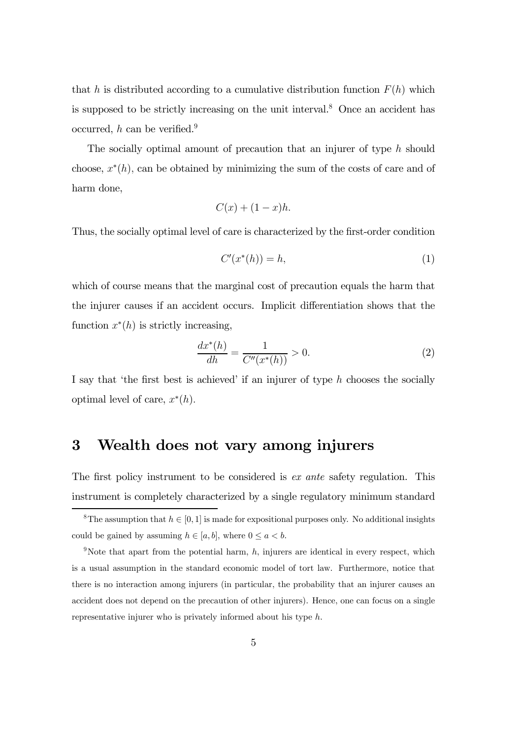that $h$ is distributed according to a cumulative distribution function $F(h)$ which is supposed to be strictly increasing on the unit interval.[8] Once an accident has occurred, $h$ can be verified.[9]

The socially optimal amount of precaution that an injurer of type $h$ should choose, $x^*(h)$, can be obtained by minimizing the sum of the costs of care and of harm done,

$$C(x) + (1 - x)h.$$

Thus, the socially optimal level of care is characterized by the first-order condition

$$C'(x^*(h)) = h, \tag{1}$$

which of course means that the marginal cost of precaution equals the harm that the injurer causes if an accident occurs. Implicit differentiation shows that the function $x^*(h)$ is strictly increasing,

$$\frac{dx^*(h)}{dh} = \frac{1}{C''(x^*(h))} > 0. \tag{2}$$

I say that 'the first best is achieved' if an injurer of type $h$ chooses the socially optimal level of care, $x^*(h)$.

## 3 Wealth does not vary among injurers

The first policy instrument to be considered is *ex ante* safety regulation. This instrument is completely characterized by a single regulatory minimum standard

[8] The assumption that $h \in [0, 1]$ is made for expositional purposes only. No additional insights could be gained by assuming $h \in [a, b]$, where $0 \leq a < b$.

[9] Note that apart from the potential harm, $h$, injurers are identical in every respect, which is a usual assumption in the standard economic model of tort law. Furthermore, notice that there is no interaction among injurers (in particular, the probability that an injurer causes an accident does not depend on the precaution of other injurers). Hence, one can focus on a single representative injurer who is privately informed about his type $h$.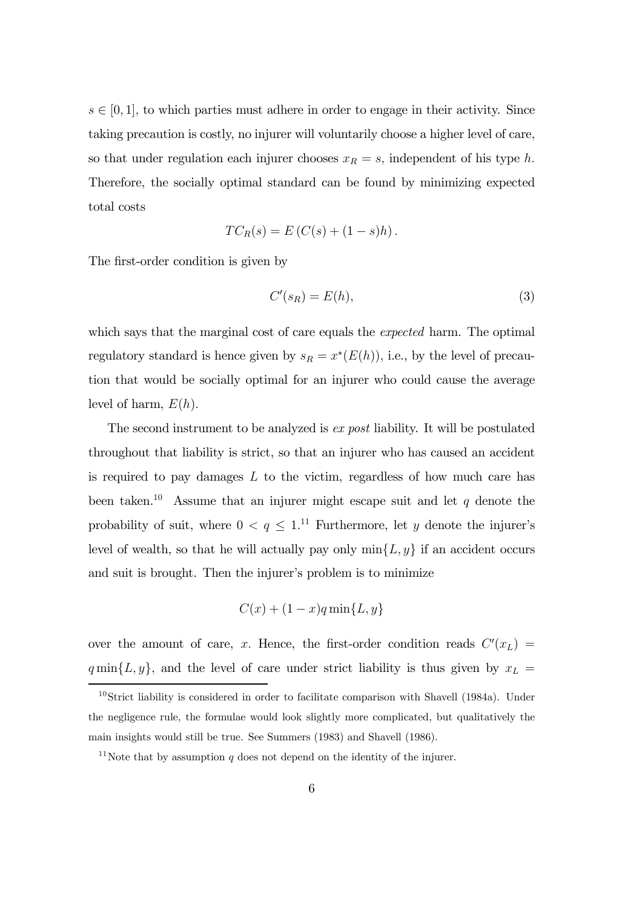$s \in [0, 1]$, to which parties must adhere in order to engage in their activity. Since taking precaution is costly, no injurer will voluntarily choose a higher level of care, so that under regulation each injurer chooses $x_R = s$, independent of his type $h$. Therefore, the socially optimal standard can be found by minimizing expected total costs

$$TC_R(s) = E\left(C(s) + (1 - s)h\right).$$

The first-order condition is given by

$$C'(s_R) = E(h), \tag{3}$$

which says that the marginal cost of care equals the *expected* harm. The optimal regulatory standard is hence given by $s_R = x^*(E(h))$, i.e., by the level of precaution that would be socially optimal for an injurer who could cause the average level of harm, $E(h)$.

The second instrument to be analyzed is *ex post* liability. It will be postulated throughout that liability is strict, so that an injurer who has caused an accident is required to pay damages $L$ to the victim, regardless of how much care has been taken.[10] Assume that an injurer might escape suit and let $q$ denote the probability of suit, where $0 < q \leq 1$.[11] Furthermore, let $y$ denote the injurer's level of wealth, so that he will actually pay only $\min\{L, y\}$ if an accident occurs and suit is brought. Then the injurer's problem is to minimize

$$C(x) + (1 - x)q \min\{L, y\}$$

over the amount of care, $x$. Hence, the first-order condition reads $C'(x_L) = q \min\{L, y\}$, and the level of care under strict liability is thus given by $x_L =$

[10] Strict liability is considered in order to facilitate comparison with Shavell (1984a). Under the negligence rule, the formulae would look slightly more complicated, but qualitatively the main insights would still be true. See Summers (1983) and Shavell (1986).

[11] Note that by assumption $q$ does not depend on the identity of the injurer.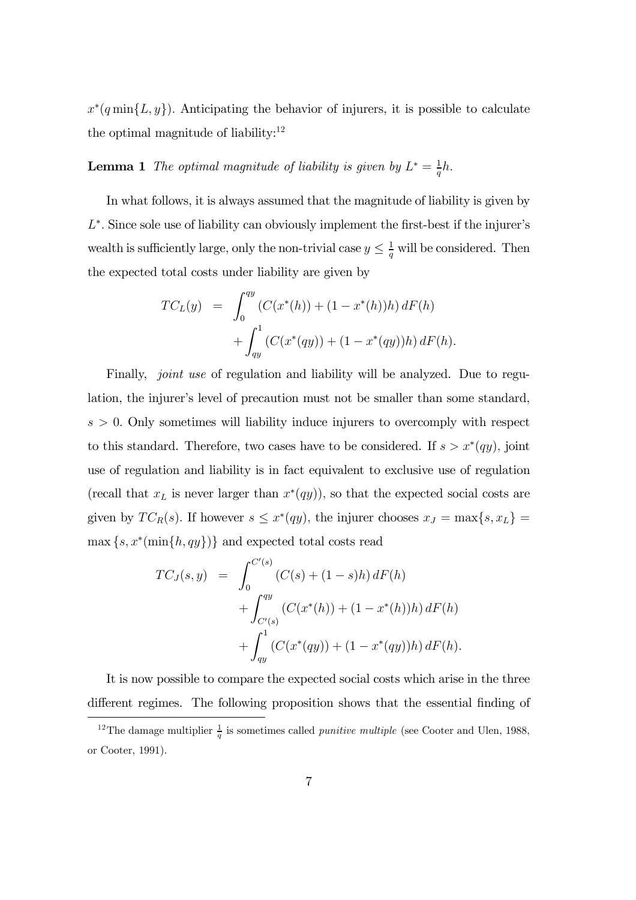$x^*(q \min\{L, y\})$. Anticipating the behavior of injurers, it is possible to calculate the optimal magnitude of liability:[12]

**Lemma 1** *The optimal magnitude of liability is given by* $L^* = \frac{1}{q}h$.

In what follows, it is always assumed that the magnitude of liability is given by $L^*$. Since sole use of liability can obviously implement the first-best if the injurer's wealth is sufficiently large, only the non-trivial case $y \leq \frac{1}{q}$ will be considered. Then the expected total costs under liability are given by

$$
\begin{aligned}
TC_L(y) &= \int_0^{qy} (C(x^*(h)) + (1 - x^*(h))h) \, dF(h) \\
&\quad + \int_{qy}^1 (C(x^*(qy)) + (1 - x^*(qy))h) \, dF(h).
\end{aligned}
$$

Finally, *joint use* of regulation and liability will be analyzed. Due to regulation, the injurer's level of precaution must not be smaller than some standard, $s > 0$. Only sometimes will liability induce injurers to overcomply with respect to this standard. Therefore, two cases have to be considered. If $s > x^*(qy)$, joint use of regulation and liability is in fact equivalent to exclusive use of regulation (recall that $x_L$ is never larger than $x^*(qy)$), so that the expected social costs are given by $TC_R(s)$. If however $s \leq x^*(qy)$, the injurer chooses $x_J = \max\{s, x_L\} = \max\{s, x^*(\min\{h, qy\})\}$ and expected total costs read

$$
\begin{aligned}
TC_J(s, y) &= \int_0^{C'(s)} (C(s) + (1 - s)h) \, dF(h) \\
&\quad + \int_{C'(s)}^{qy} (C(x^*(h)) + (1 - x^*(h))h) \, dF(h) \\
&\quad + \int_{qy}^1 (C(x^*(qy)) + (1 - x^*(qy))h) \, dF(h).
\end{aligned}
$$

It is now possible to compare the expected social costs which arise in the three different regimes. The following proposition shows that the essential finding of

---

[12] The damage multiplier $\frac{1}{q}$ is sometimes called *punitive multiple* (see Cooter and Ulen, 1988, or Cooter, 1991).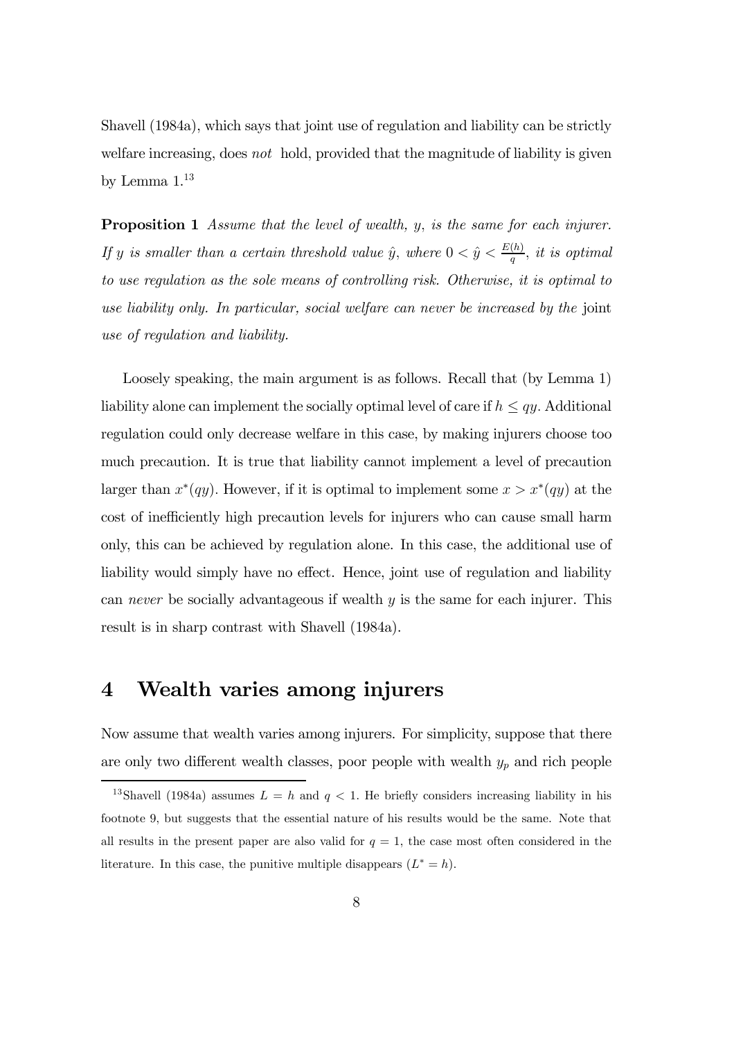Shavell (1984a), which says that joint use of regulation and liability can be strictly welfare increasing, does *not* hold, provided that the magnitude of liability is given by Lemma 1.[13]

**Proposition 1** *Assume that the level of wealth, $y$, is the same for each injurer. If $y$ is smaller than a certain threshold value $\hat{y}$, where $0 < \hat{y} < \frac{E(h)}{q}$, it is optimal to use regulation as the sole means of controlling risk. Otherwise, it is optimal to use liability only. In particular, social welfare can never be increased by the* joint *use of regulation and liability.*

Loosely speaking, the main argument is as follows. Recall that (by Lemma 1) liability alone can implement the socially optimal level of care if $h \leq qy$. Additional regulation could only decrease welfare in this case, by making injurers choose too much precaution. It is true that liability cannot implement a level of precaution larger than $x^*(qy)$. However, if it is optimal to implement some $x > x^*(qy)$ at the cost of inefficiently high precaution levels for injurers who can cause small harm only, this can be achieved by regulation alone. In this case, the additional use of liability would simply have no effect. Hence, joint use of regulation and liability can *never* be socially advantageous if wealth $y$ is the same for each injurer. This result is in sharp contrast with Shavell (1984a).

# 4 Wealth varies among injurers

Now assume that wealth varies among injurers. For simplicity, suppose that there are only two different wealth classes, poor people with wealth $y_p$ and rich people

[13] Shavell (1984a) assumes $L = h$ and $q < 1$. He briefly considers increasing liability in his footnote 9, but suggests that the essential nature of his results would be the same. Note that all results in the present paper are also valid for $q = 1$, the case most often considered in the literature. In this case, the punitive multiple disappears ($L^* = h$).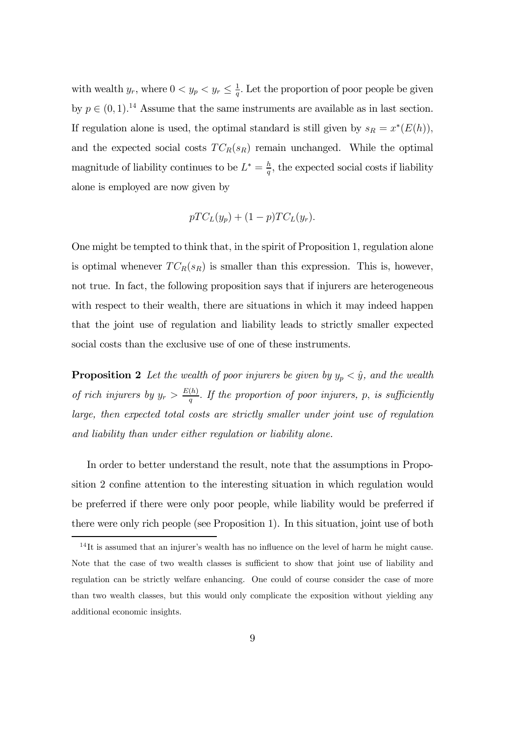with wealth $y_r$, where $0 < y_p < y_r \leq \frac{1}{q}$. Let the proportion of poor people be given by $p \in (0, 1)$.[14] Assume that the same instruments are available as in last section. If regulation alone is used, the optimal standard is still given by $s_R = x^*(E(h))$, and the expected social costs $TC_R(s_R)$ remain unchanged. While the optimal magnitude of liability continues to be $L^* = \frac{h}{q}$, the expected social costs if liability alone is employed are now given by

$$pTC_L(y_p) + (1-p)TC_L(y_r).$$

One might be tempted to think that, in the spirit of Proposition 1, regulation alone is optimal whenever $TC_R(s_R)$ is smaller than this expression. This is, however, not true. In fact, the following proposition says that if injurers are heterogeneous with respect to their wealth, there are situations in which it may indeed happen that the joint use of regulation and liability leads to strictly smaller expected social costs than the exclusive use of one of these instruments.

**Proposition 2** *Let the wealth of poor injurers be given by $y_p < \hat{y}$, and the wealth of rich injurers by $y_r > \frac{E(h)}{q}$. If the proportion of poor injurers, $p$, is sufficiently large, then expected total costs are strictly smaller under joint use of regulation and liability than under either regulation or liability alone.*

In order to better understand the result, note that the assumptions in Proposition 2 confine attention to the interesting situation in which regulation would be preferred if there were only poor people, while liability would be preferred if there were only rich people (see Proposition 1). In this situation, joint use of both

[14] It is assumed that an injurer's wealth has no influence on the level of harm he might cause. Note that the case of two wealth classes is sufficient to show that joint use of liability and regulation can be strictly welfare enhancing. One could of course consider the case of more than two wealth classes, but this would only complicate the exposition without yielding any additional economic insights.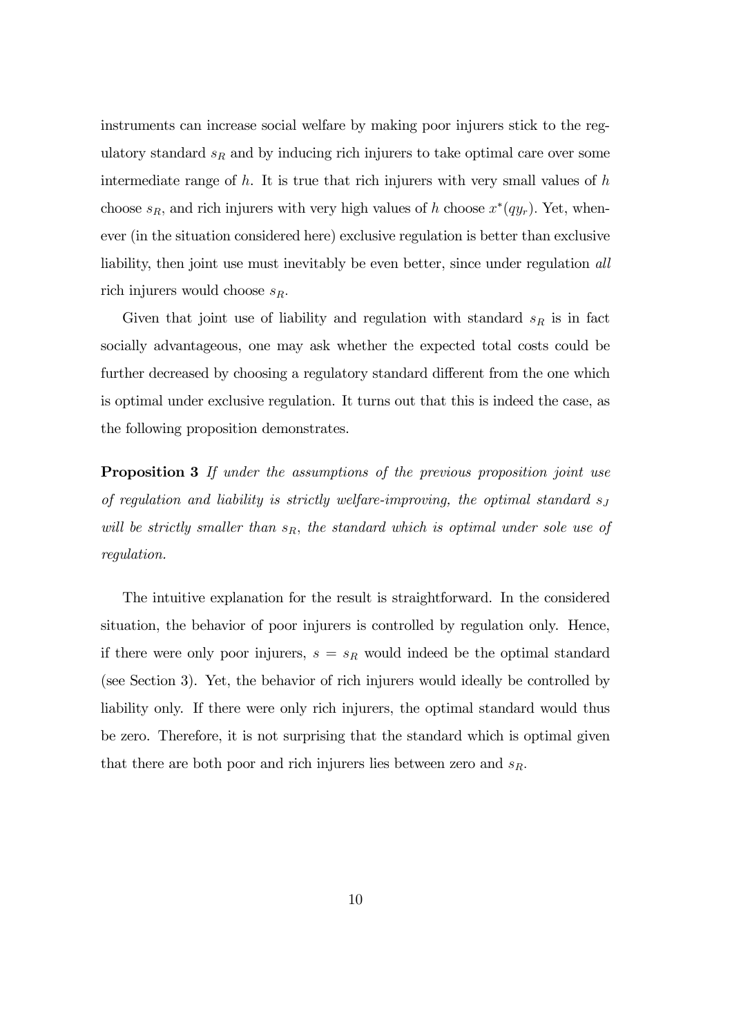instruments can increase social welfare by making poor injurers stick to the regulatory standard $s_R$ and by inducing rich injurers to take optimal care over some intermediate range of $h$. It is true that rich injurers with very small values of $h$ choose $s_R$, and rich injurers with very high values of $h$ choose $x^*(qy_r)$. Yet, whenever (in the situation considered here) exclusive regulation is better than exclusive liability, then joint use must inevitably be even better, since under regulation *all* rich injurers would choose $s_R$.

Given that joint use of liability and regulation with standard $s_R$ is in fact socially advantageous, one may ask whether the expected total costs could be further decreased by choosing a regulatory standard different from the one which is optimal under exclusive regulation. It turns out that this is indeed the case, as the following proposition demonstrates.

**Proposition 3** *If under the assumptions of the previous proposition joint use of regulation and liability is strictly welfare-improving, the optimal standard $s_J$ will be strictly smaller than $s_R$, the standard which is optimal under sole use of regulation.*

The intuitive explanation for the result is straightforward. In the considered situation, the behavior of poor injurers is controlled by regulation only. Hence, if there were only poor injurers, $s = s_R$ would indeed be the optimal standard (see Section 3). Yet, the behavior of rich injurers would ideally be controlled by liability only. If there were only rich injurers, the optimal standard would thus be zero. Therefore, it is not surprising that the standard which is optimal given that there are both poor and rich injurers lies between zero and $s_R$.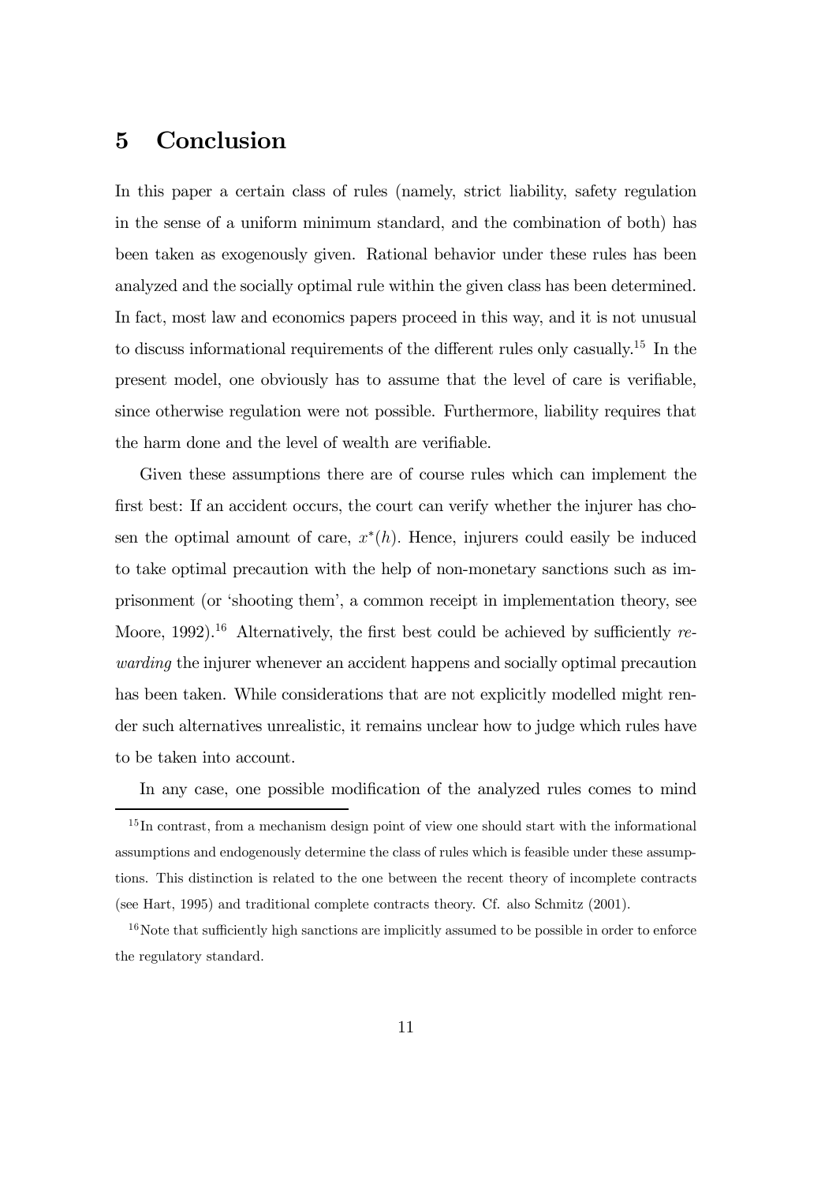# 5 Conclusion

In this paper a certain class of rules (namely, strict liability, safety regulation in the sense of a uniform minimum standard, and the combination of both) has been taken as exogenously given. Rational behavior under these rules has been analyzed and the socially optimal rule within the given class has been determined. In fact, most law and economics papers proceed in this way, and it is not unusual to discuss informational requirements of the different rules only casually.[15] In the present model, one obviously has to assume that the level of care is verifiable, since otherwise regulation were not possible. Furthermore, liability requires that the harm done and the level of wealth are verifiable.

Given these assumptions there are of course rules which can implement the first best: If an accident occurs, the court can verify whether the injurer has chosen the optimal amount of care, $x^*(h)$. Hence, injurers could easily be induced to take optimal precaution with the help of non-monetary sanctions such as imprisonment (or 'shooting them', a common receipt in implementation theory, see Moore, 1992).[16] Alternatively, the first best could be achieved by sufficiently *rewarding* the injurer whenever an accident happens and socially optimal precaution has been taken. While considerations that are not explicitly modelled might render such alternatives unrealistic, it remains unclear how to judge which rules have to be taken into account.

In any case, one possible modification of the analyzed rules comes to mind

[15] In contrast, from a mechanism design point of view one should start with the informational assumptions and endogenously determine the class of rules which is feasible under these assumptions. This distinction is related to the one between the recent theory of incomplete contracts (see Hart, 1995) and traditional complete contracts theory. Cf. also Schmitz (2001).

[16] Note that sufficiently high sanctions are implicitly assumed to be possible in order to enforce the regulatory standard.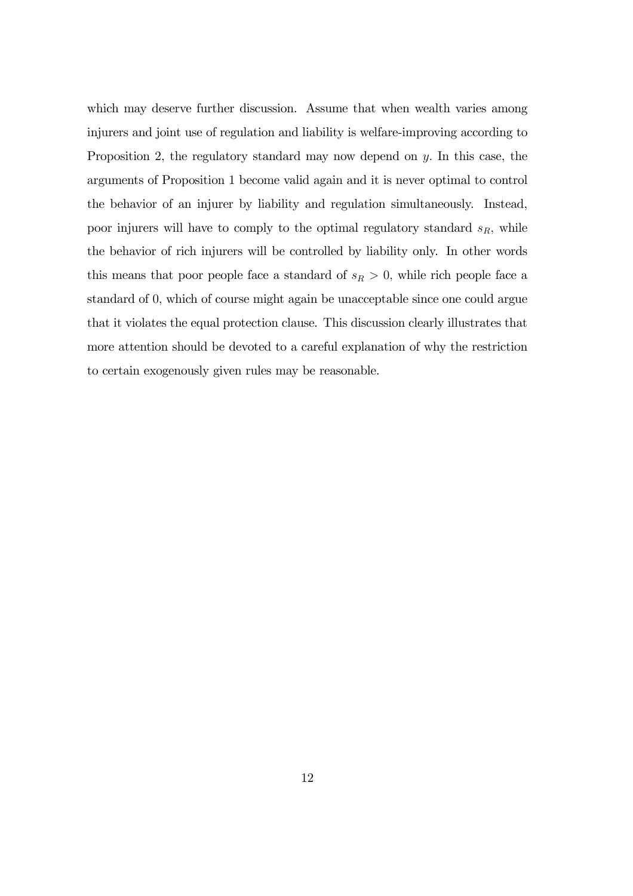which may deserve further discussion. Assume that when wealth varies among injurers and joint use of regulation and liability is welfare-improving according to Proposition 2, the regulatory standard may now depend on $y$. In this case, the arguments of Proposition 1 become valid again and it is never optimal to control the behavior of an injurer by liability and regulation simultaneously. Instead, poor injurers will have to comply to the optimal regulatory standard $s_R$, while the behavior of rich injurers will be controlled by liability only. In other words this means that poor people face a standard of $s_R > 0$, while rich people face a standard of 0, which of course might again be unacceptable since one could argue that it violates the equal protection clause. This discussion clearly illustrates that more attention should be devoted to a careful explanation of why the restriction to certain exogenously given rules may be reasonable.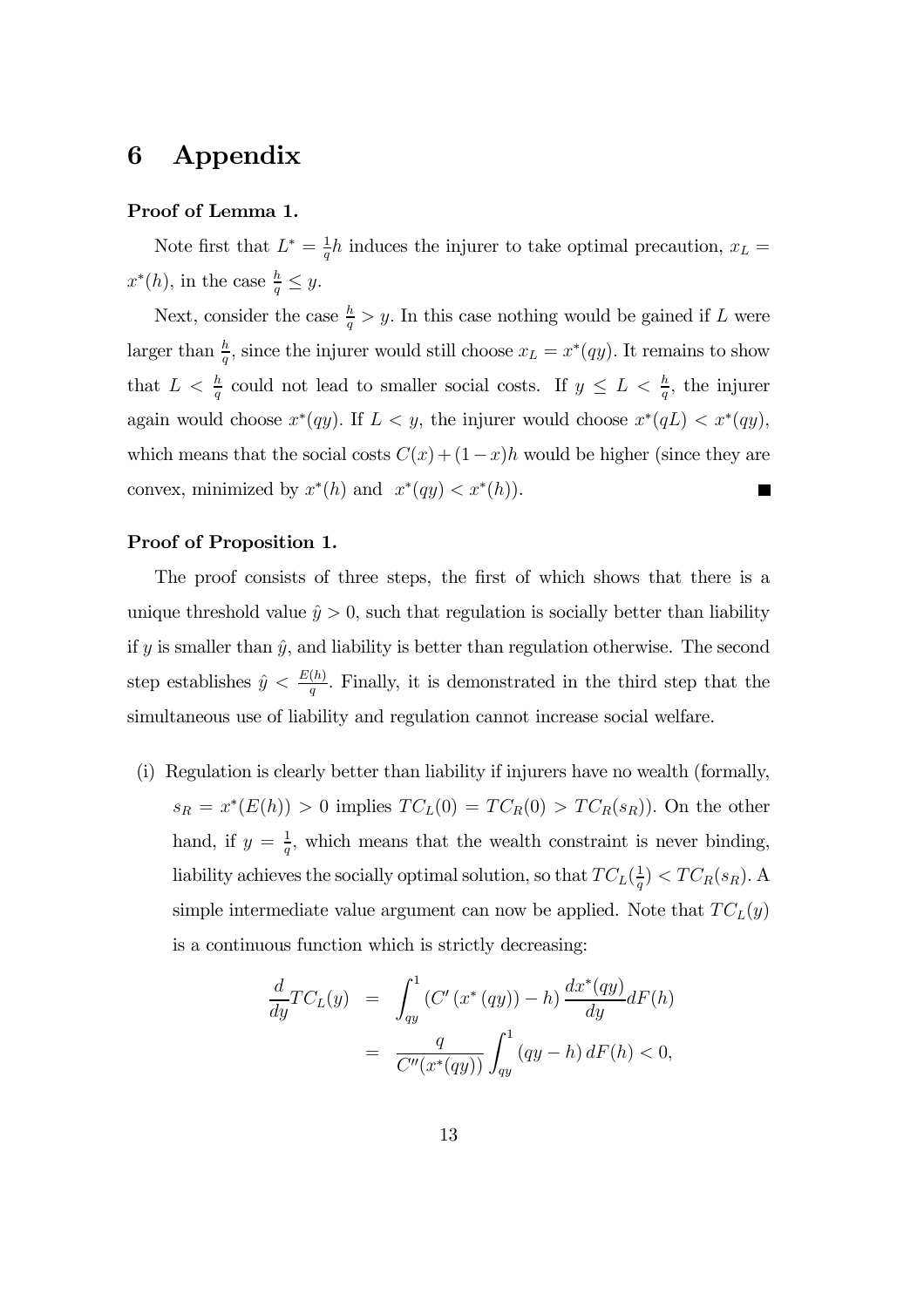# 6 Appendix

**Proof of Lemma 1.**

Note first that $L^* = \frac{1}{q}h$ induces the injurer to take optimal precaution, $x_L = x^*(h)$, in the case $\frac{h}{q} \leq y$.

Next, consider the case $\frac{h}{q} > y$. In this case nothing would be gained if $L$ were larger than $\frac{h}{q}$, since the injurer would still choose $x_L = x^*(qy)$. It remains to show that $L < \frac{h}{q}$ could not lead to smaller social costs. If $y \leq L < \frac{h}{q}$, the injurer again would choose $x^*(qy)$. If $L < y$, the injurer would choose $x^*(qL) < x^*(qy)$, which means that the social costs $C(x) + (1-x)h$ would be higher (since they are convex, minimized by $x^*(h)$ and $x^*(qy) < x^*(h)$). ■

**Proof of Proposition 1.**

The proof consists of three steps, the first of which shows that there is a unique threshold value $\hat{y} > 0$, such that regulation is socially better than liability if $y$ is smaller than $\hat{y}$, and liability is better than regulation otherwise. The second step establishes $\hat{y} < \frac{E(h)}{q}$. Finally, it is demonstrated in the third step that the simultaneous use of liability and regulation cannot increase social welfare.

(i) Regulation is clearly better than liability if injurers have no wealth (formally, $s_R = x^*(E(h)) > 0$ implies $TC_L(0) = TC_R(0) > TC_R(s_R)$). On the other hand, if $y = \frac{1}{q}$, which means that the wealth constraint is never binding, liability achieves the socially optimal solution, so that $TC_L(\frac{1}{q}) < TC_R(s_R)$. A simple intermediate value argument can now be applied. Note that $TC_L(y)$ is a continuous function which is strictly decreasing:

$$
\begin{aligned}
\frac{d}{dy}TC_L(y) &= \int_{qy}^{1} \left(C'\left(x^*\left(qy\right)\right) - h\right) \frac{dx^*(qy)}{dy} dF(h) \\
&= \frac{q}{C''(x^*(qy))} \int_{qy}^{1} \left(qy - h\right) dF(h) < 0,
\end{aligned}
$$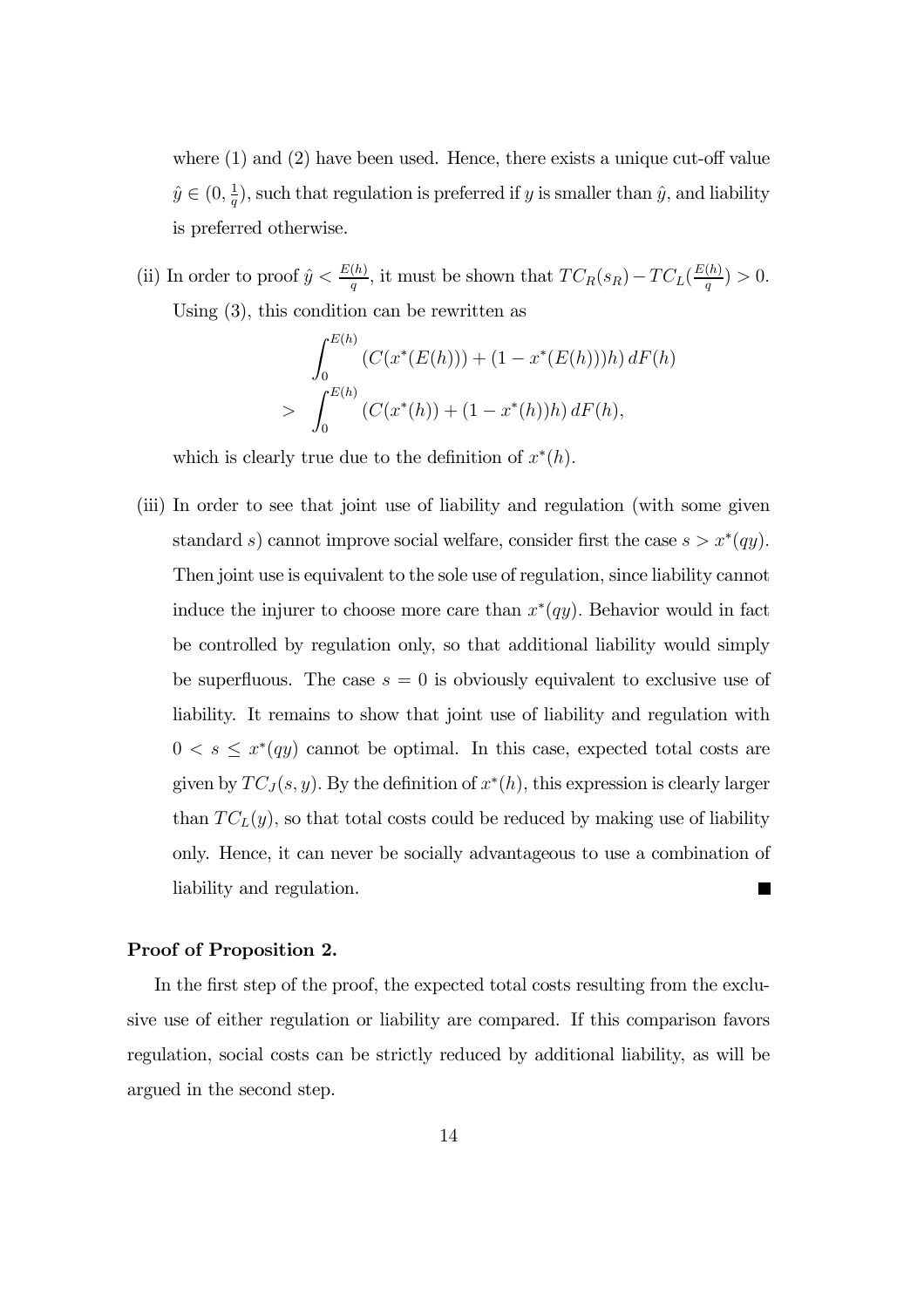where (1) and (2) have been used. Hence, there exists a unique cut-off value $\hat{y} \in (0, \frac{1}{q})$, such that regulation is preferred if $y$ is smaller than $\hat{y}$, and liability is preferred otherwise.

(ii) In order to proof $\hat{y} < \frac{E(h)}{q}$, it must be shown that $TC_R(s_R) - TC_L(\frac{E(h)}{q}) > 0$. Using (3), this condition can be rewritten as

$$\begin{aligned} & \int_0^{E(h)} \left( C(x^*(E(h))) + (1 - x^*(E(h)))h \right) dF(h) \\ > & \int_0^{E(h)} \left( C(x^*(h)) + (1 - x^*(h))h \right) dF(h), \end{aligned}$$

which is clearly true due to the definition of $x^*(h)$.

(iii) In order to see that joint use of liability and regulation (with some given standard $s$) cannot improve social welfare, consider first the case $s > x^*(qy)$. Then joint use is equivalent to the sole use of regulation, since liability cannot induce the injurer to choose more care than $x^*(qy)$. Behavior would in fact be controlled by regulation only, so that additional liability would simply be superfluous. The case $s = 0$ is obviously equivalent to exclusive use of liability. It remains to show that joint use of liability and regulation with $0 < s \leq x^*(qy)$ cannot be optimal. In this case, expected total costs are given by $TC_J(s, y)$. By the definition of $x^*(h)$, this expression is clearly larger than $TC_L(y)$, so that total costs could be reduced by making use of liability only. Hence, it can never be socially advantageous to use a combination of liability and regulation. ■

**Proof of Proposition 2.**

In the first step of the proof, the expected total costs resulting from the exclusive use of either regulation or liability are compared. If this comparison favors regulation, social costs can be strictly reduced by additional liability, as will be argued in the second step.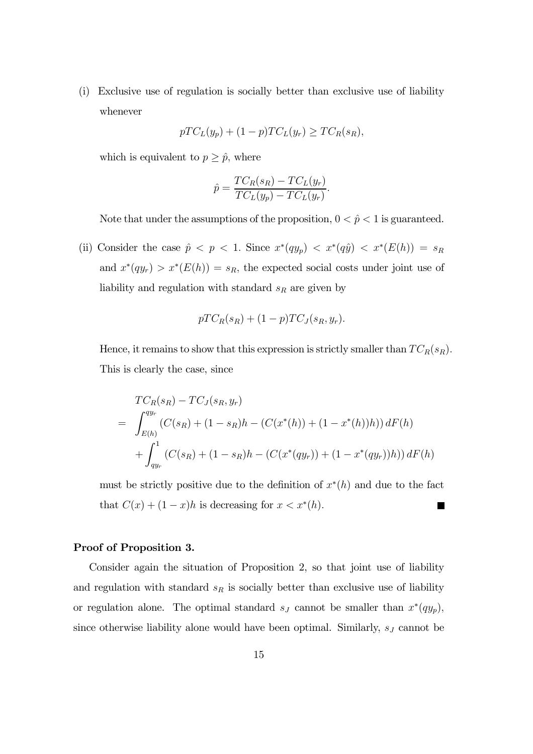(i) Exclusive use of regulation is socially better than exclusive use of liability whenever

$$pTC_L(y_p) + (1-p)TC_L(y_r) \geq TC_R(s_R),$$

which is equivalent to $p \geq \hat{p}$, where

$$\hat{p} = \frac{TC_R(s_R) - TC_L(y_r)}{TC_L(y_p) - TC_L(y_r)}.$$

Note that under the assumptions of the proposition, $0 < \hat{p} < 1$ is guaranteed.

(ii) Consider the case $\hat{p} < p < 1$. Since $x^*(qy_p) < x^*(q\hat{y}) < x^*(E(h)) = s_R$ and $x^*(qy_r) > x^*(E(h)) = s_R$, the expected social costs under joint use of liability and regulation with standard $s_R$ are given by

$$pTC_R(s_R) + (1-p)TC_J(s_R, y_r).$$

Hence, it remains to show that this expression is strictly smaller than $TC_R(s_R)$. This is clearly the case, since

$$\begin{aligned}
& TC_R(s_R) - TC_J(s_R, y_r) \\
= & \int_{E(h)}^{qy_r} \left(C(s_R) + (1-s_R)h - (C(x^*(h)) + (1-x^*(h))h)\right) dF(h) \\
& + \int_{qy_r}^{1} \left(C(s_R) + (1-s_R)h - (C(x^*(qy_r)) + (1-x^*(qy_r))h)\right) dF(h)
\end{aligned}$$

must be strictly positive due to the definition of $x^*(h)$ and due to the fact that $C(x) + (1-x)h$ is decreasing for $x < x^*(h)$. ■

**Proof of Proposition 3.**

Consider again the situation of Proposition 2, so that joint use of liability and regulation with standard $s_R$ is socially better than exclusive use of liability or regulation alone. The optimal standard $s_J$ cannot be smaller than $x^*(qy_p)$, since otherwise liability alone would have been optimal. Similarly, $s_J$ cannot be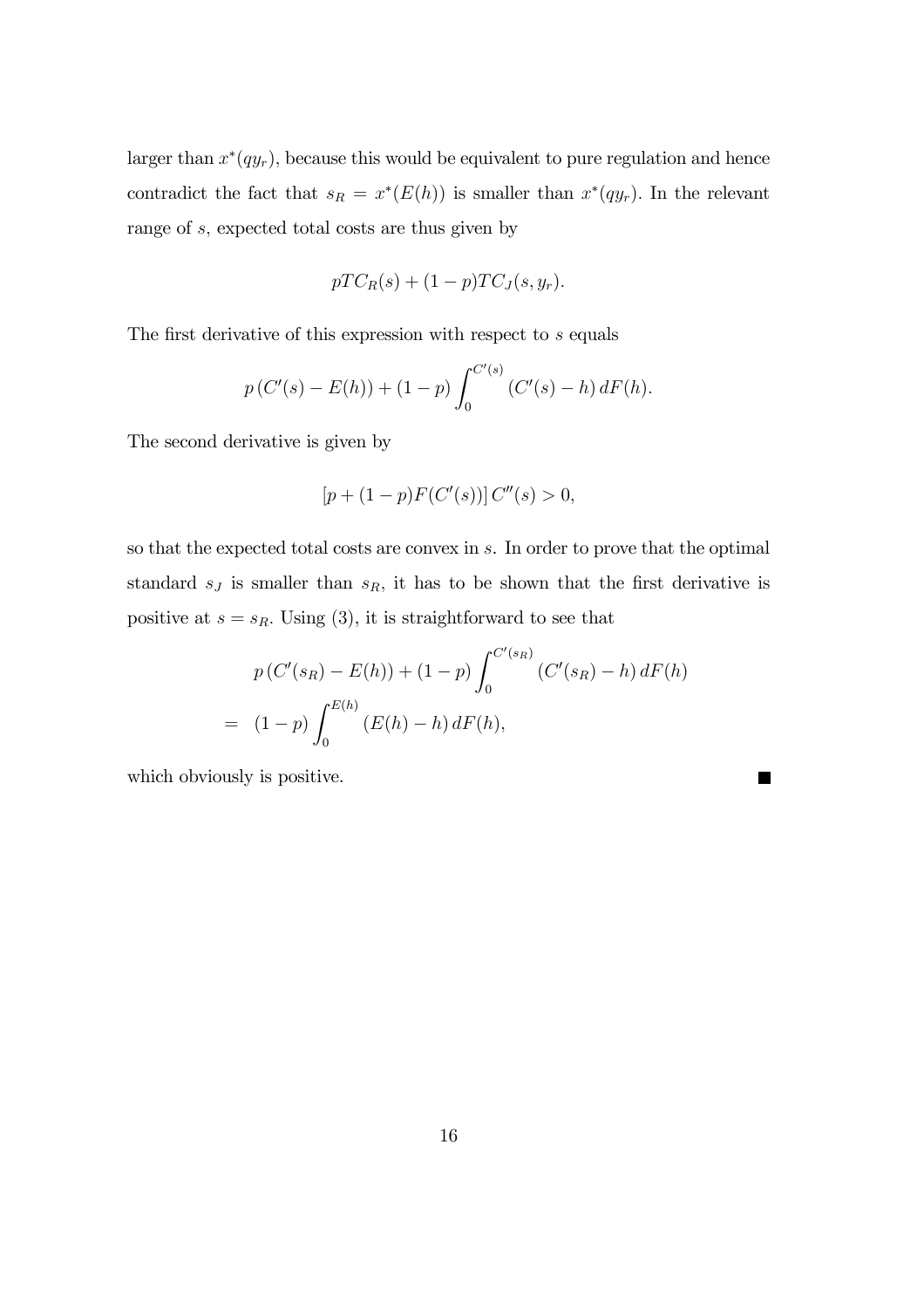larger than $x^*(qy_r)$, because this would be equivalent to pure regulation and hence contradict the fact that $s_R = x^*(E(h))$ is smaller than $x^*(qy_r)$. In the relevant range of $s$, expected total costs are thus given by

$$pTC_R(s) + (1-p)TC_J(s, y_r).$$

The first derivative of this expression with respect to $s$ equals

$$p\left(C'(s) - E(h)\right) + (1-p)\int_0^{C'(s)} \left(C'(s) - h\right) dF(h).$$

The second derivative is given by

$$\left[p + (1-p)F(C'(s))\right] C''(s) > 0,$$

so that the expected total costs are convex in $s$. In order to prove that the optimal standard $s_J$ is smaller than $s_R$, it has to be shown that the first derivative is positive at $s = s_R$. Using (3), it is straightforward to see that

$$\begin{aligned} & p\left(C'(s_R) - E(h)\right) + (1-p)\int_0^{C'(s_R)} \left(C'(s_R) - h\right) dF(h) \\ = \;& (1-p)\int_0^{E(h)} \left(E(h) - h\right) dF(h), \end{aligned}$$

which obviously is positive. ■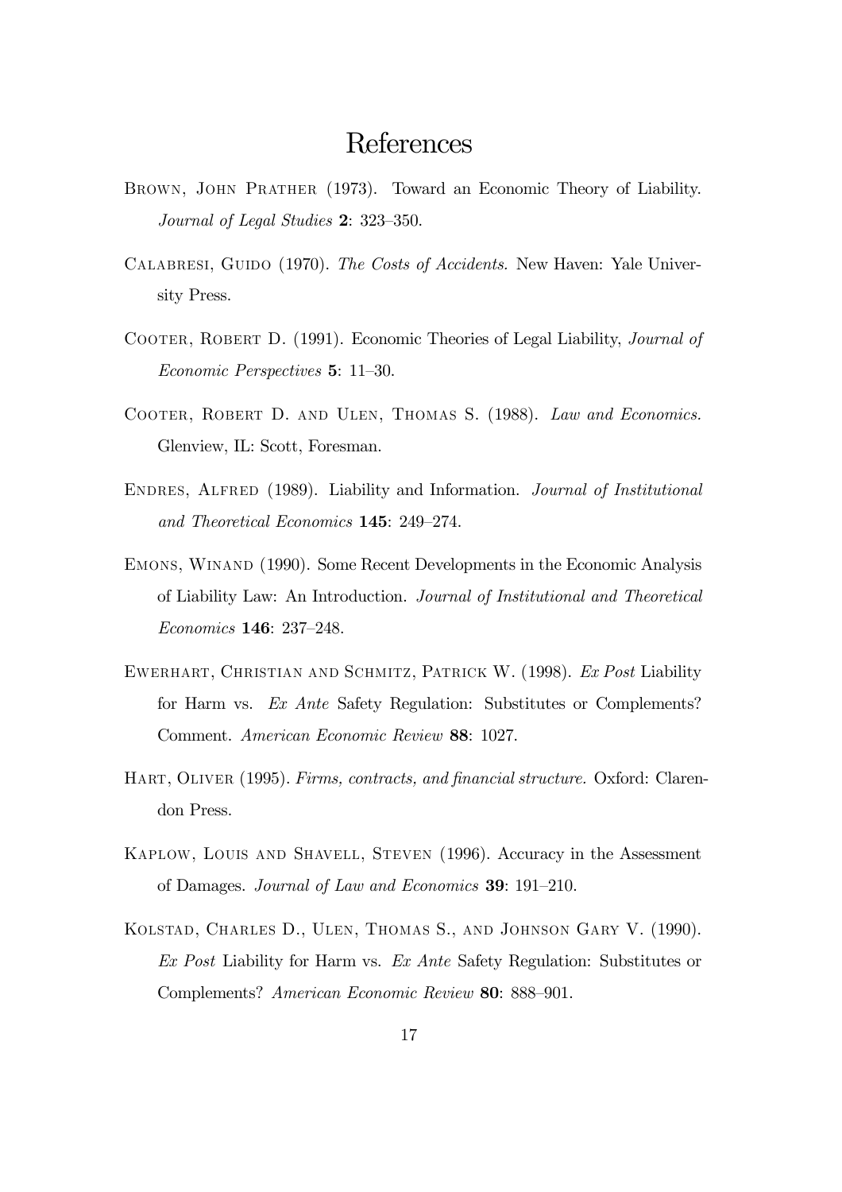# References

Brown, John Prather (1973). Toward an Economic Theory of Liability. *Journal of Legal Studies* **2**: 323–350.

Calabresi, Guido (1970). *The Costs of Accidents.* New Haven: Yale University Press.

Cooter, Robert D. (1991). Economic Theories of Legal Liability, *Journal of Economic Perspectives* **5**: 11–30.

Cooter, Robert D. and Ulen, Thomas S. (1988). *Law and Economics.* Glenview, IL: Scott, Foresman.

Endres, Alfred (1989). Liability and Information. *Journal of Institutional and Theoretical Economics* **145**: 249–274.

Emons, Winand (1990). Some Recent Developments in the Economic Analysis of Liability Law: An Introduction. *Journal of Institutional and Theoretical Economics* **146**: 237–248.

Ewerhart, Christian and Schmitz, Patrick W. (1998). *Ex Post* Liability for Harm vs. *Ex Ante* Safety Regulation: Substitutes or Complements? Comment. *American Economic Review* **88**: 1027.

Hart, Oliver (1995). *Firms, contracts, and financial structure.* Oxford: Clarendon Press.

Kaplow, Louis and Shavell, Steven (1996). Accuracy in the Assessment of Damages. *Journal of Law and Economics* **39**: 191–210.

Kolstad, Charles D., Ulen, Thomas S., and Johnson Gary V. (1990). *Ex Post* Liability for Harm vs. *Ex Ante* Safety Regulation: Substitutes or Complements? *American Economic Review* **80**: 888–901.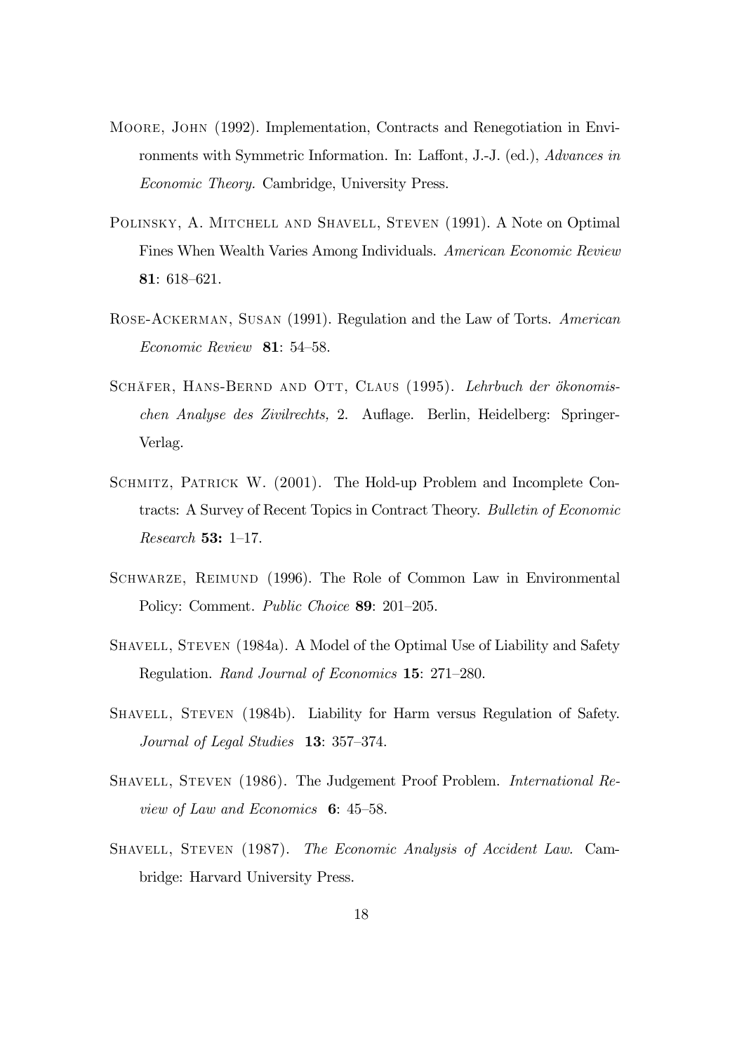Moore, John (1992). Implementation, Contracts and Renegotiation in Environments with Symmetric Information. In: Laffont, J.-J. (ed.), *Advances in Economic Theory.* Cambridge, University Press.

Polinsky, A. Mitchell and Shavell, Steven (1991). A Note on Optimal Fines When Wealth Varies Among Individuals. *American Economic Review* **81**: 618–621.

Rose-Ackerman, Susan (1991). Regulation and the Law of Torts. *American Economic Review* **81**: 54–58.

Schäfer, Hans-Bernd and Ott, Claus (1995). *Lehrbuch der ökonomischen Analyse des Zivilrechts,* 2. Auflage. Berlin, Heidelberg: Springer-Verlag.

Schmitz, Patrick W. (2001). The Hold-up Problem and Incomplete Contracts: A Survey of Recent Topics in Contract Theory. *Bulletin of Economic Research* **53:** 1–17.

Schwarze, Reimund (1996). The Role of Common Law in Environmental Policy: Comment. *Public Choice* **89**: 201–205.

Shavell, Steven (1984a). A Model of the Optimal Use of Liability and Safety Regulation. *Rand Journal of Economics* **15**: 271–280.

Shavell, Steven (1984b). Liability for Harm versus Regulation of Safety. *Journal of Legal Studies* **13**: 357–374.

Shavell, Steven (1986). The Judgement Proof Problem. *International Review of Law and Economics* **6**: 45–58.

Shavell, Steven (1987). *The Economic Analysis of Accident Law.* Cambridge: Harvard University Press.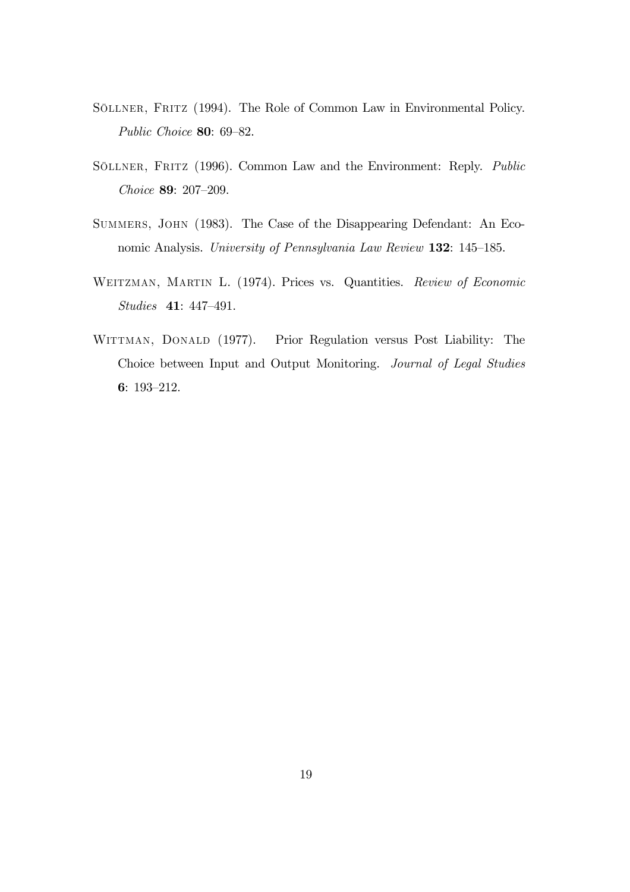Söllner, Fritz (1994). The Role of Common Law in Environmental Policy. *Public Choice* **80**: 69–82.

Söllner, Fritz (1996). Common Law and the Environment: Reply. *Public Choice* **89**: 207–209.

Summers, John (1983). The Case of the Disappearing Defendant: An Economic Analysis. *University of Pennsylvania Law Review* **132**: 145–185.

Weitzman, Martin L. (1974). Prices vs. Quantities. *Review of Economic Studies* **41**: 447–491.

Wittman, Donald (1977). Prior Regulation versus Post Liability: The Choice between Input and Output Monitoring. *Journal of Legal Studies* **6**: 193–212.